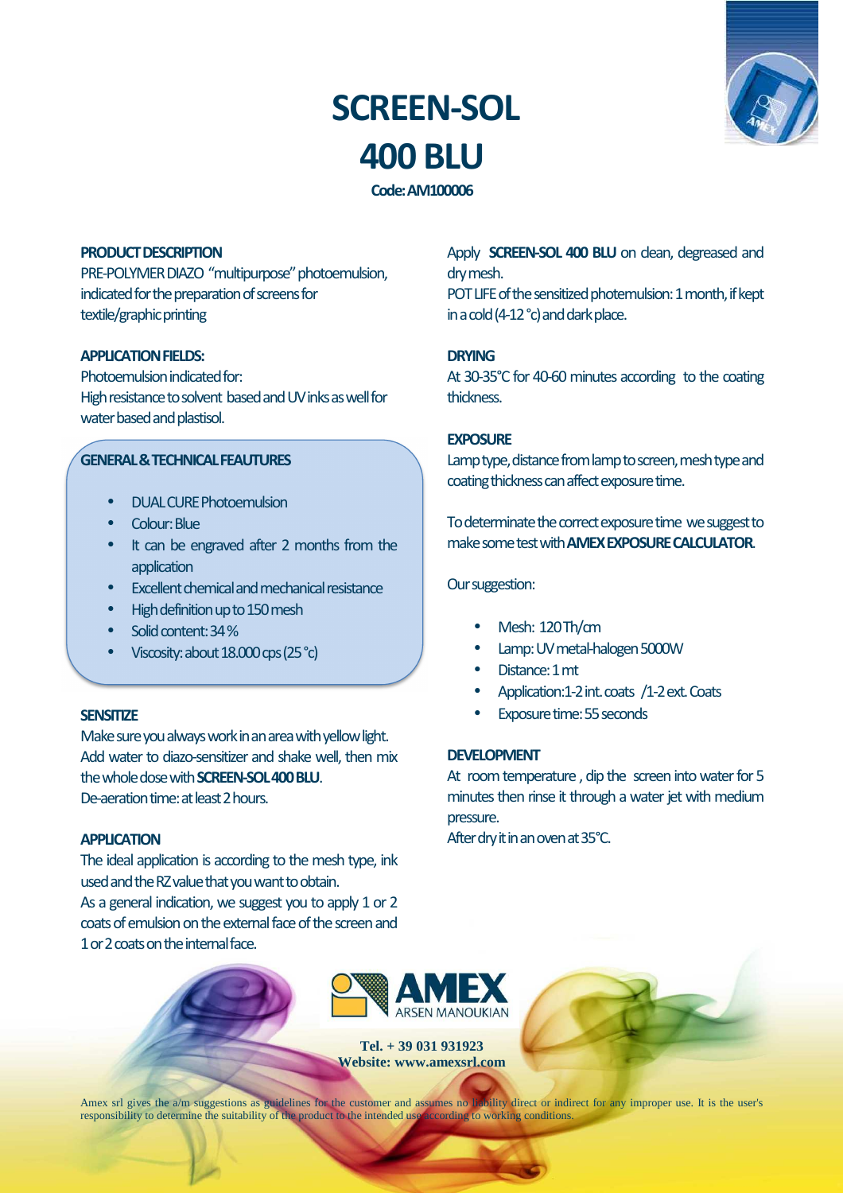# SCREEN-SOL 400 BLU

**Code: AM100006**

## PRODUCT DESCRIPTION

PRE-POLYMER DIAZO "multipurpose" photoemulsion, indicated for the preparation of screens for textile/graphic printing

## APPLICATION FIELDS:

Photoemulsion indicated for:
High resistance to solvent based and UV inks as well for water based and plastisol.

## GENERAL & TECHNICAL FEAUTURES

- DUAL CURE Photoemulsion
- Colour: Blue
- It can be engraved after 2 months from the application
- Excellent chemical and mechanical resistance
- High definition up to 150 mesh
- Solid content: 34 %
- Viscosity: about 18.000 cps (25 °c)

## SENSITIZE

Make sure you always work in an area with yellow light.
Add water to diazo-sensitizer and shake well, then mix the whole dose with **SCREEN-SOL 400 BLU**.
De-aeration time: at least 2 hours.

## APPLICATION

The ideal application is according to the mesh type, ink used and the RZ value that you want to obtain.
As a general indication, we suggest you to apply 1 or 2 coats of emulsion on the external face of the screen and 1 or 2 coats on the internal face.

Apply **SCREEN-SOL 400 BLU** on clean, degreased and dry mesh.
POT LIFE of the sensitized photemulsion: 1 month, if kept in a cold (4-12 °c) and dark place.

## DRYING

At 30-35°C for 40-60 minutes according to the coating thickness.

## EXPOSURE

Lamp type, distance from lamp to screen, mesh type and coating thickness can affect exposure time.

To determinate the correct exposure time we suggest to make some test with **AMEX EXPOSURE CALCULATOR**.

Our suggestion:

- Mesh: 120 Th/cm
- Lamp: UV metal-halogen 5000W
- Distance: 1 mt
- Application:1-2 int. coats /1-2 ext. Coats
- Exposure time: 55 seconds

## DEVELOPMENT

At room temperature , dip the screen into water for 5 minutes then rinse it through a water jet with medium pressure.
After dry it in an oven at 35°C.

AMEX ARSEN MANOUKIAN

**Tel. + 39 031 931923**
**Website: www.amexsrl.com**

Amex srl gives the a/m suggestions as guidelines for the customer and assumes no liability direct or indirect for any improper use. It is the user's responsibility to determine the suitability of the product to the intended use according to working conditions.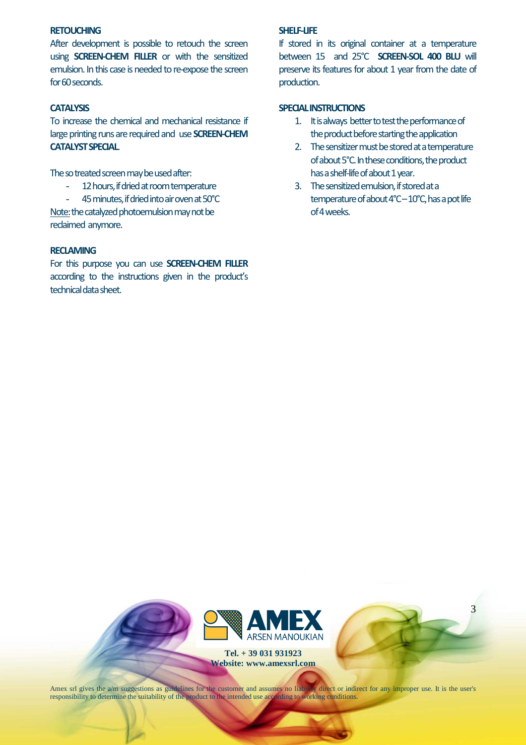### RETOUCHING

After development is possible to retouch the screen using **SCREEN-CHEM FILLER** or with the sensitized emulsion. In this case is needed to re-expose the screen for 60 seconds.

### CATALYSIS

To increase the chemical and mechanical resistance if large printing runs are required and use **SCREEN-CHEM CATALYST SPECIAL**.

The so treated screen may be used after:

- 12 hours, if dried at room temperature
- 45 minutes, if dried into air oven at 50°C

Note: the catalyzed photoemulsion may not be reclaimed anymore.

### RECLAMING

For this purpose you can use **SCREEN-CHEM FILLER** according to the instructions given in the product's technical data sheet.

### SHELF-LIFE

If stored in its original container at a temperature between 15 and 25°C **SCREEN-SOL 400 BLU** will preserve its features for about 1 year from the date of production.

### SPECIAL INSTRUCTIONS

1. It is always better to test the performance of the product before starting the application
2. The sensitizer must be stored at a temperature of about 5°C. In these conditions, the product has a shelf-life of about 1 year.
3. The sensitized emulsion, if stored at a temperature of about 4°C – 10°C, has a pot life of 4 weeks.

AMEX
ARSEN MANOUKIAN

**Tel. + 39 031 931923**
**Website: www.amexsrl.com**

Amex srl gives the a/m suggestions as guidelines for the customer and assumes no liability direct or indirect for any improper use. It is the user's responsibility to determine the suitability of the product to the intended use according to working conditions.